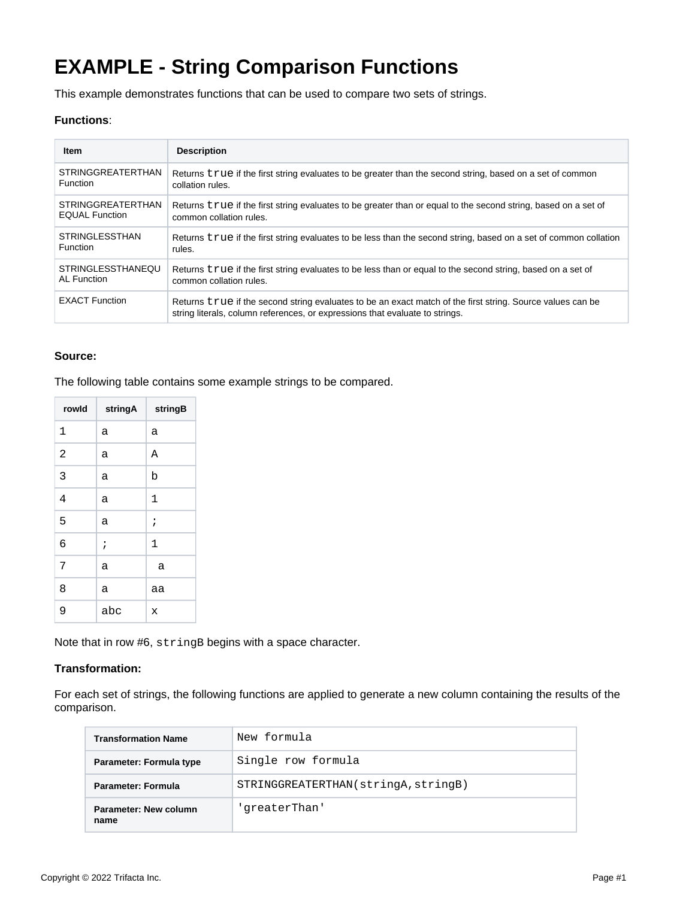# EXAMPLE - String Comparison Functions

This example demonstrates functions that can be used to compare two sets of strings.

**Functions**:

| Item | Description |
| --- | --- |
| STRINGGREATERTHAN Function | Returns `true` if the first string evaluates to be greater than the second string, based on a set of common collation rules. |
| STRINGGREATERTHANEQUAL Function | Returns `true` if the first string evaluates to be greater than or equal to the second string, based on a set of common collation rules. |
| STRINGLESSTHAN Function | Returns `true` if the first string evaluates to be less than the second string, based on a set of common collation rules. |
| STRINGLESSTHANEQUAL Function | Returns `true` if the first string evaluates to be less than or equal to the second string, based on a set of common collation rules. |
| EXACT Function | Returns `true` if the second string evaluates to be an exact match of the first string. Source values can be string literals, column references, or expressions that evaluate to strings. |

**Source:**

The following table contains some example strings to be compared.

| rowId | stringA | stringB |
| --- | --- | --- |
| 1 | a | a |
| 2 | a | A |
| 3 | a | b |
| 4 | a | 1 |
| 5 | a | ; |
| 6 | ; | 1 |
| 7 | a | &nbsp;a |
| 8 | a | aa |
| 9 | abc | x |

Note that in row #6, `stringB` begins with a space character.

**Transformation:**

For each set of strings, the following functions are applied to generate a new column containing the results of the comparison.

| Transformation Name | `New formula` |
| --- | --- |
| **Parameter: Formula type** | `Single row formula` |
| **Parameter: Formula** | `STRINGGREATERTHAN(stringA,stringB)` |
| **Parameter: New column name** | `'greaterThan'` |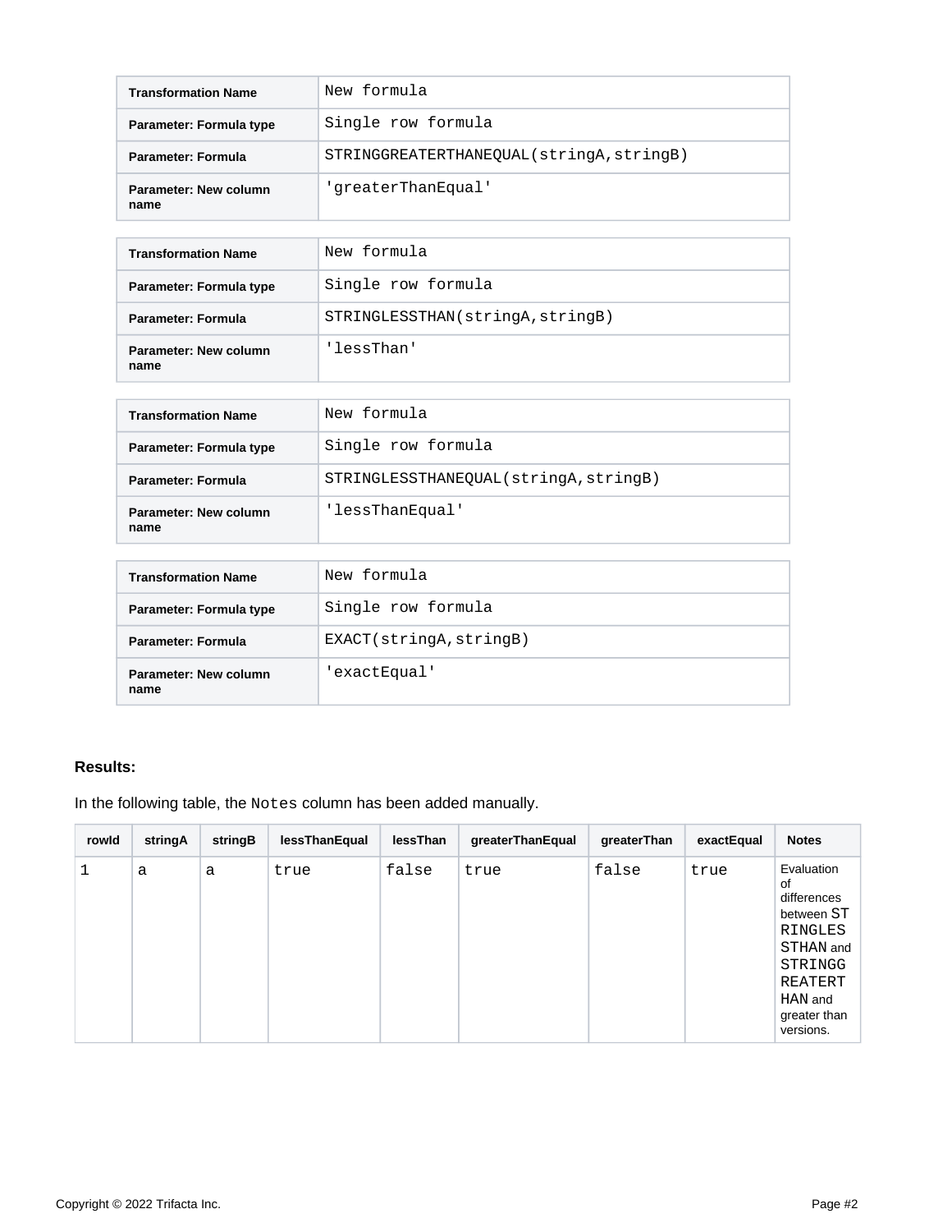| Transformation Name | New formula |
| --- | --- |
| Parameter: Formula type | Single row formula |
| Parameter: Formula | STRINGGREATERTHANEQUAL(stringA,stringB) |
| Parameter: New column name | 'greaterThanEqual' |

| Transformation Name | New formula |
| --- | --- |
| Parameter: Formula type | Single row formula |
| Parameter: Formula | STRINGLESSTHAN(stringA,stringB) |
| Parameter: New column name | 'lessThan' |

| Transformation Name | New formula |
| --- | --- |
| Parameter: Formula type | Single row formula |
| Parameter: Formula | STRINGLESSTHANEQUAL(stringA,stringB) |
| Parameter: New column name | 'lessThanEqual' |

| Transformation Name | New formula |
| --- | --- |
| Parameter: Formula type | Single row formula |
| Parameter: Formula | EXACT(stringA,stringB) |
| Parameter: New column name | 'exactEqual' |

**Results:**

In the following table, the `Notes` column has been added manually.

| rowId | stringA | stringB | lessThanEqual | lessThan | greaterThanEqual | greaterThan | exactEqual | Notes |
| --- | --- | --- | --- | --- | --- | --- | --- | --- |
| 1 | a | a | true | false | true | false | true | Evaluation of differences between `STRINGLESSTHAN` and `STRINGGREATERTHAN` and greater than versions. |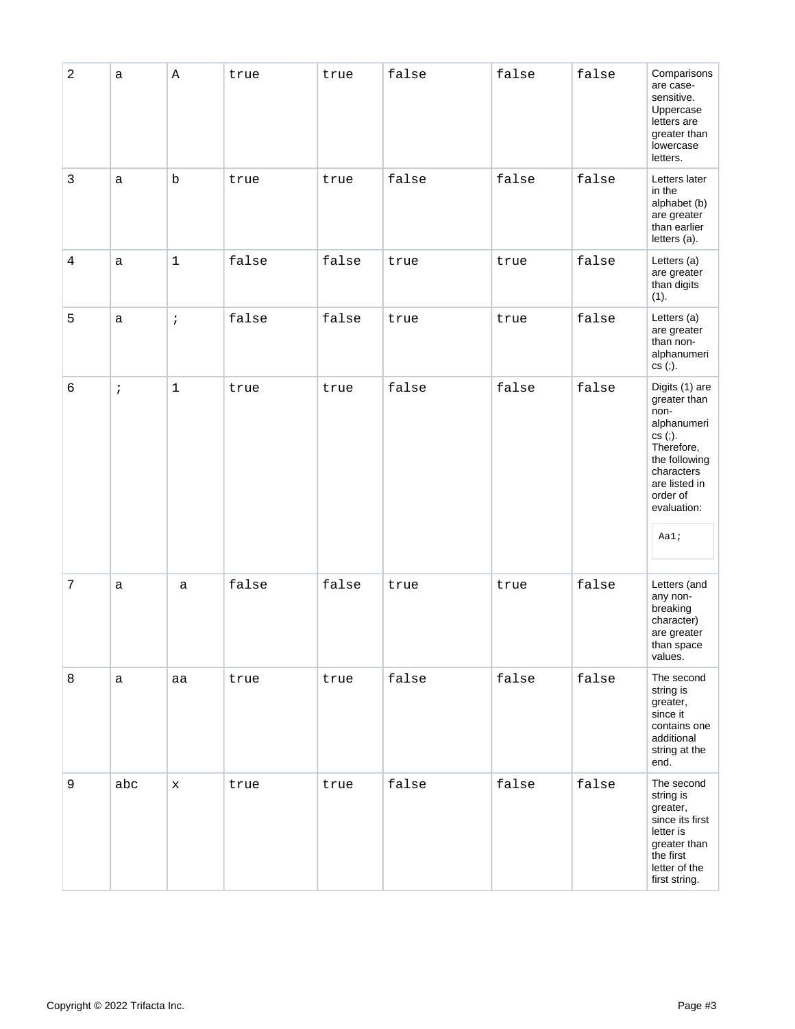| | | | | | | | | |
|---|---|---|---|---|---|---|---|---|
| 2 | a | A | true | true | false | false | false | Comparisons are case-sensitive. Uppercase letters are greater than lowercase letters. |
| 3 | a | b | true | true | false | false | false | Letters later in the alphabet (b) are greater than earlier letters (a). |
| 4 | a | 1 | false | false | true | true | false | Letters (a) are greater than digits (1). |
| 5 | a | ; | false | false | true | true | false | Letters (a) are greater than non-alphanumerics (;). |
| 6 | ; | 1 | true | true | false | false | false | Digits (1) are greater than non-alphanumerics (;). Therefore, the following characters are listed in order of evaluation: `Aa1;` |
| 7 | a | a | false | false | true | true | false | Letters (and any non-breaking character) are greater than space values. |
| 8 | a | aa | true | true | false | false | false | The second string is greater, since it contains one additional string at the end. |
| 9 | abc | x | true | true | false | false | false | The second string is greater, since its first letter is greater than the first letter of the first string. |

Copyright © 2022 Trifacta Inc.